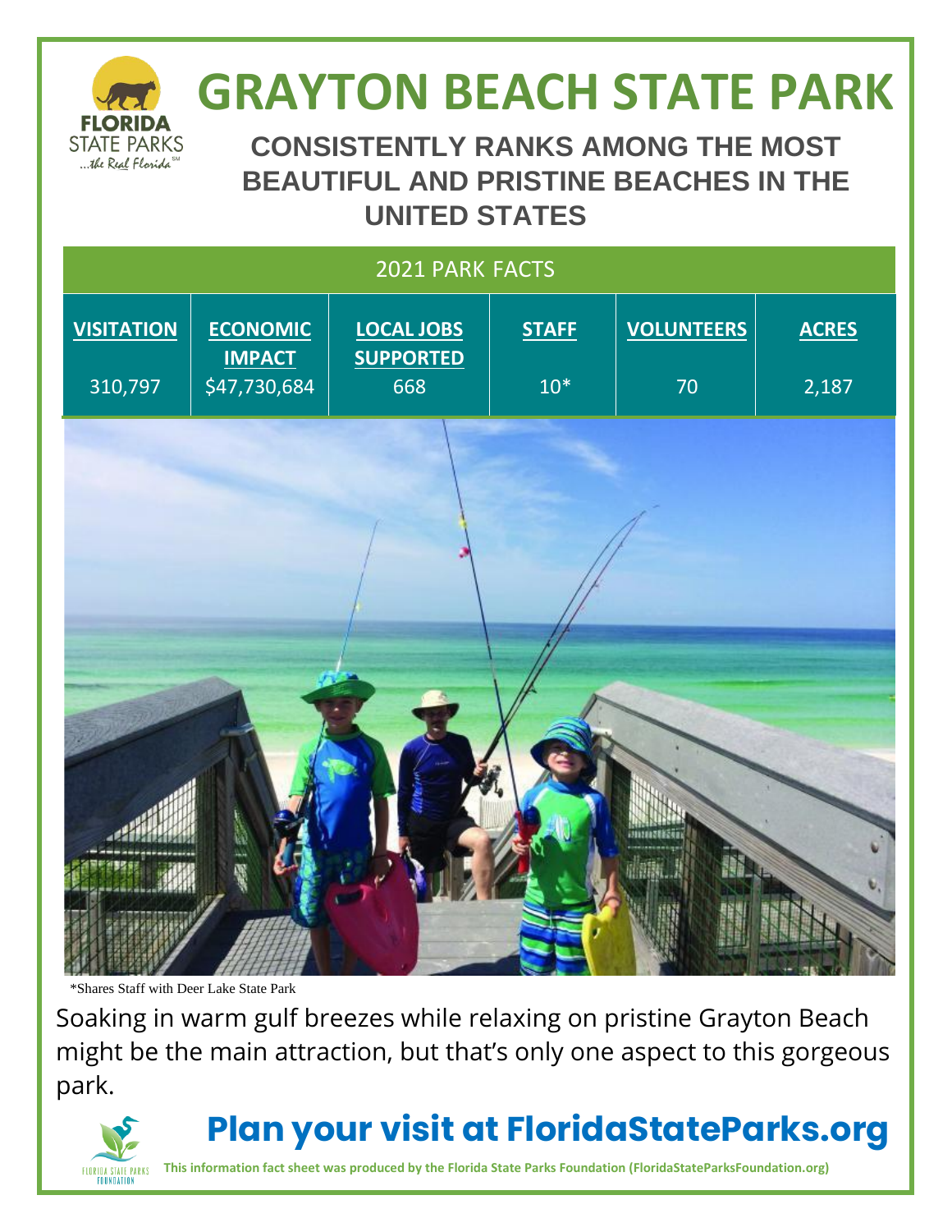# GRAYTON BEACH STATE PARK

## CONSISTENTLY RANKS AMONG THE MOST BEAUTIFUL AND PRISTINE BEACHES IN THE UNITED STATES

| 2021 PARK FACTS | | | | | |
|---|---|---|---|---|---|
| **VISITATION** | **ECONOMIC IMPACT** | **LOCAL JOBS SUPPORTED** | **STAFF** | **VOLUNTEERS** | **ACRES** |
| 310,797 | $47,730,684 | 668 | 10* | 70 | 2,187 |

*Shares Staff with Deer Lake State Park

Soaking in warm gulf breezes while relaxing on pristine Grayton Beach might be the main attraction, but that's only one aspect to this gorgeous park.

## Plan your visit at FloridaStateParks.org

**This information fact sheet was produced by the Florida State Parks Foundation (FloridaStateParksFoundation.org)**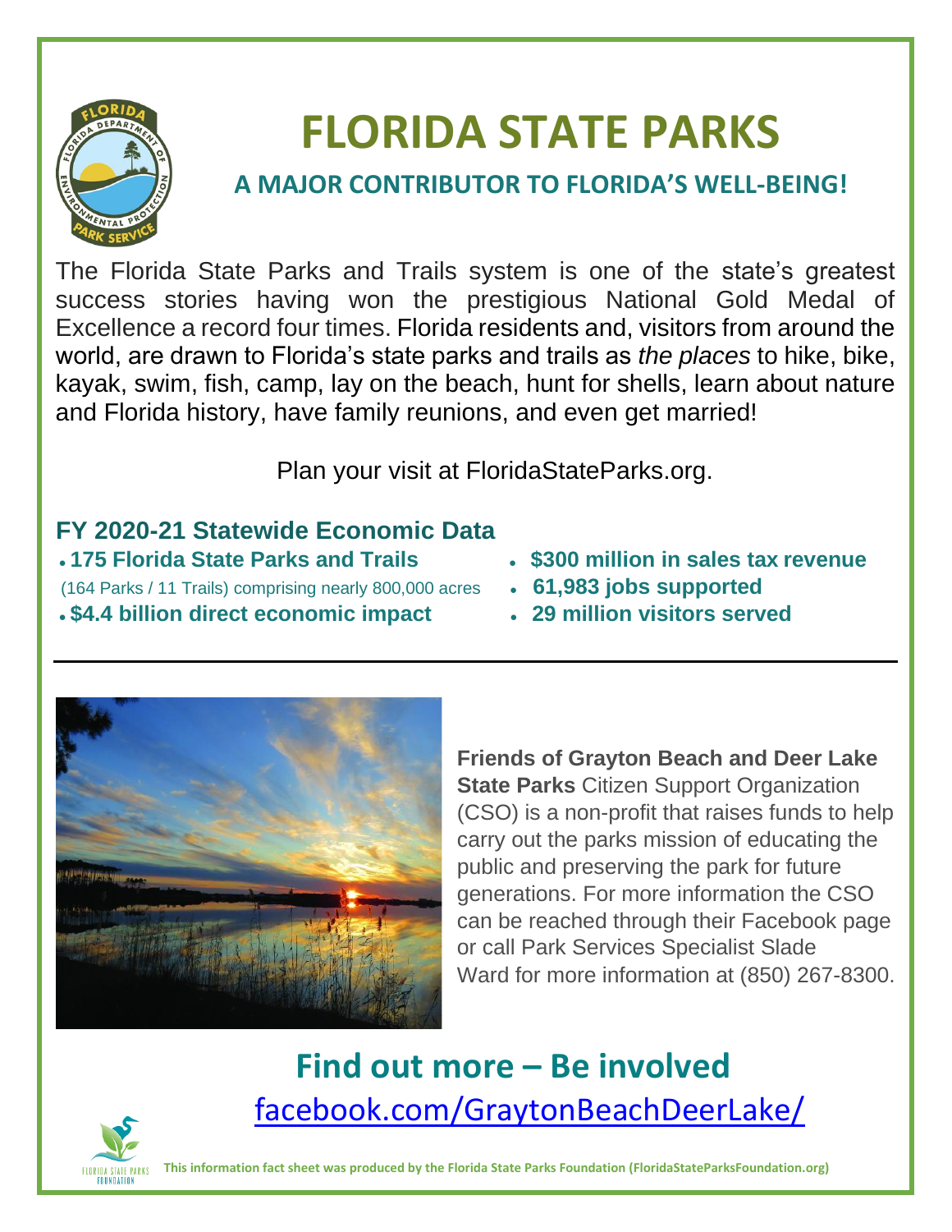# FLORIDA STATE PARKS

## A MAJOR CONTRIBUTOR TO FLORIDA'S WELL-BEING!

The Florida State Parks and Trails system is one of the state's greatest success stories having won the prestigious National Gold Medal of Excellence a record four times. Florida residents and, visitors from around the world, are drawn to Florida's state parks and trails as *the places* to hike, bike, kayak, swim, fish, camp, lay on the beach, hunt for shells, learn about nature and Florida history, have family reunions, and even get married!

Plan your visit at FloridaStateParks.org.

### FY 2020-21 Statewide Economic Data

- **175 Florida State Parks and Trails**
  (164 Parks / 11 Trails) comprising nearly 800,000 acres
- **$4.4 billion direct economic impact**
- **$300 million in sales tax revenue**
- **61,983 jobs supported**
- **29 million visitors served**

**Friends of Grayton Beach and Deer Lake State Parks** Citizen Support Organization (CSO) is a non-profit that raises funds to help carry out the parks mission of educating the public and preserving the park for future generations. For more information the CSO can be reached through their Facebook page or call Park Services Specialist Slade Ward for more information at (850) 267-8300.

## Find out more – Be involved

facebook.com/GraytonBeachDeerLake/

**This information fact sheet was produced by the Florida State Parks Foundation (FloridaStateParksFoundation.org)**